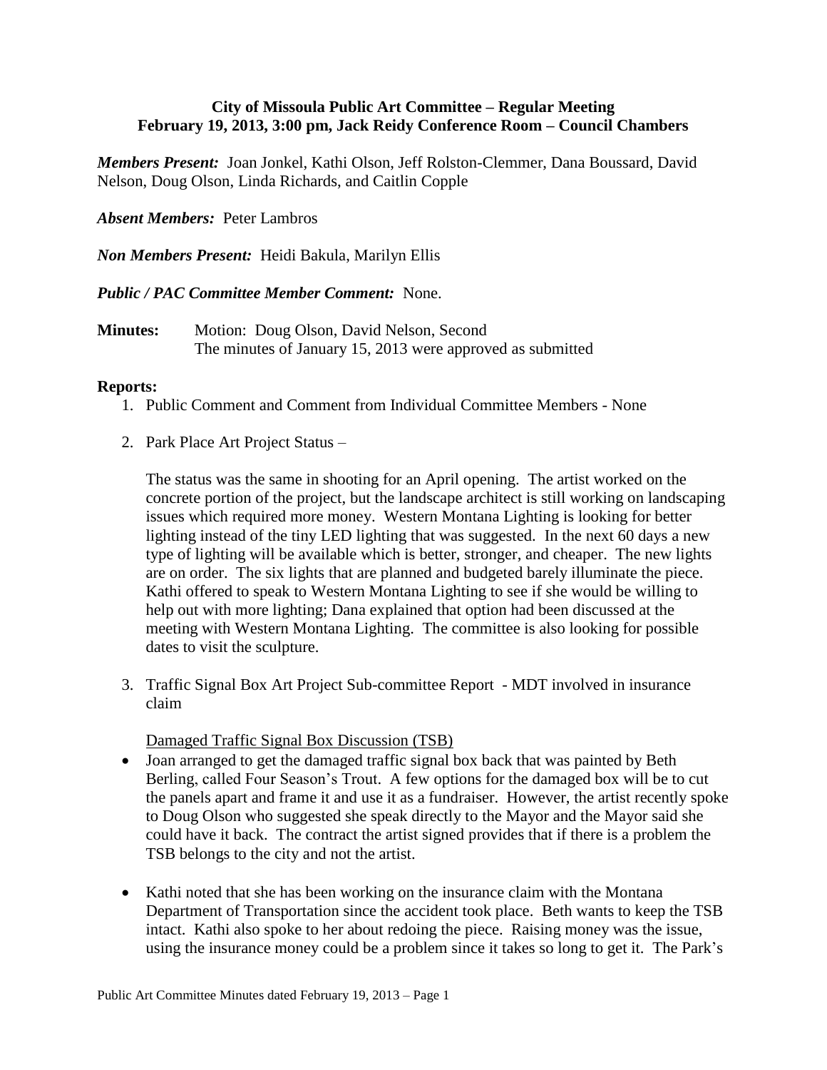**City of Missoula Public Art Committee – Regular Meeting**
**February 19, 2013, 3:00 pm, Jack Reidy Conference Room – Council Chambers**

***Members Present:*** Joan Jonkel, Kathi Olson, Jeff Rolston-Clemmer, Dana Boussard, David Nelson, Doug Olson, Linda Richards, and Caitlin Copple

***Absent Members:*** Peter Lambros

***Non Members Present:*** Heidi Bakula, Marilyn Ellis

***Public / PAC Committee Member Comment:*** None.

**Minutes:** Motion: Doug Olson, David Nelson, Second
The minutes of January 15, 2013 were approved as submitted

**Reports:**

1. Public Comment and Comment from Individual Committee Members - None

2. Park Place Art Project Status –

   The status was the same in shooting for an April opening. The artist worked on the concrete portion of the project, but the landscape architect is still working on landscaping issues which required more money. Western Montana Lighting is looking for better lighting instead of the tiny LED lighting that was suggested. In the next 60 days a new type of lighting will be available which is better, stronger, and cheaper. The new lights are on order. The six lights that are planned and budgeted barely illuminate the piece. Kathi offered to speak to Western Montana Lighting to see if she would be willing to help out with more lighting; Dana explained that option had been discussed at the meeting with Western Montana Lighting. The committee is also looking for possible dates to visit the sculpture.

3. Traffic Signal Box Art Project Sub-committee Report - MDT involved in insurance claim

   Damaged Traffic Signal Box Discussion (TSB)

- Joan arranged to get the damaged traffic signal box back that was painted by Beth Berling, called Four Season's Trout. A few options for the damaged box will be to cut the panels apart and frame it and use it as a fundraiser. However, the artist recently spoke to Doug Olson who suggested she speak directly to the Mayor and the Mayor said she could have it back. The contract the artist signed provides that if there is a problem the TSB belongs to the city and not the artist.

- Kathi noted that she has been working on the insurance claim with the Montana Department of Transportation since the accident took place. Beth wants to keep the TSB intact. Kathi also spoke to her about redoing the piece. Raising money was the issue, using the insurance money could be a problem since it takes so long to get it. The Park's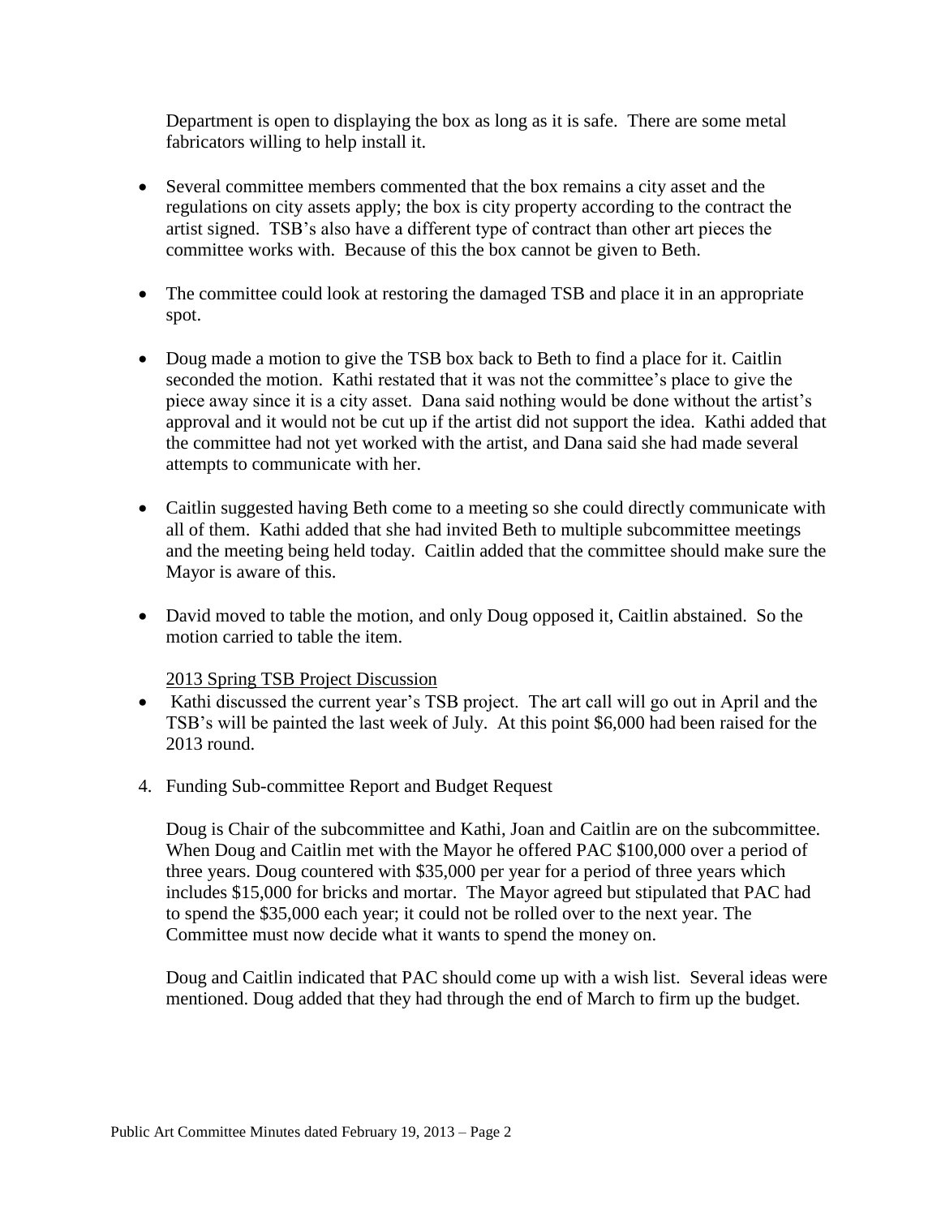Department is open to displaying the box as long as it is safe. There are some metal fabricators willing to help install it.

- Several committee members commented that the box remains a city asset and the regulations on city assets apply; the box is city property according to the contract the artist signed. TSB's also have a different type of contract than other art pieces the committee works with. Because of this the box cannot be given to Beth.

- The committee could look at restoring the damaged TSB and place it in an appropriate spot.

- Doug made a motion to give the TSB box back to Beth to find a place for it. Caitlin seconded the motion. Kathi restated that it was not the committee's place to give the piece away since it is a city asset. Dana said nothing would be done without the artist's approval and it would not be cut up if the artist did not support the idea. Kathi added that the committee had not yet worked with the artist, and Dana said she had made several attempts to communicate with her.

- Caitlin suggested having Beth come to a meeting so she could directly communicate with all of them. Kathi added that she had invited Beth to multiple subcommittee meetings and the meeting being held today. Caitlin added that the committee should make sure the Mayor is aware of this.

- David moved to table the motion, and only Doug opposed it, Caitlin abstained. So the motion carried to table the item.

2013 Spring TSB Project Discussion

- Kathi discussed the current year's TSB project. The art call will go out in April and the TSB's will be painted the last week of July. At this point $6,000 had been raised for the 2013 round.

4. Funding Sub-committee Report and Budget Request

Doug is Chair of the subcommittee and Kathi, Joan and Caitlin are on the subcommittee. When Doug and Caitlin met with the Mayor he offered PAC $100,000 over a period of three years. Doug countered with $35,000 per year for a period of three years which includes $15,000 for bricks and mortar. The Mayor agreed but stipulated that PAC had to spend the $35,000 each year; it could not be rolled over to the next year. The Committee must now decide what it wants to spend the money on.

Doug and Caitlin indicated that PAC should come up with a wish list. Several ideas were mentioned. Doug added that they had through the end of March to firm up the budget.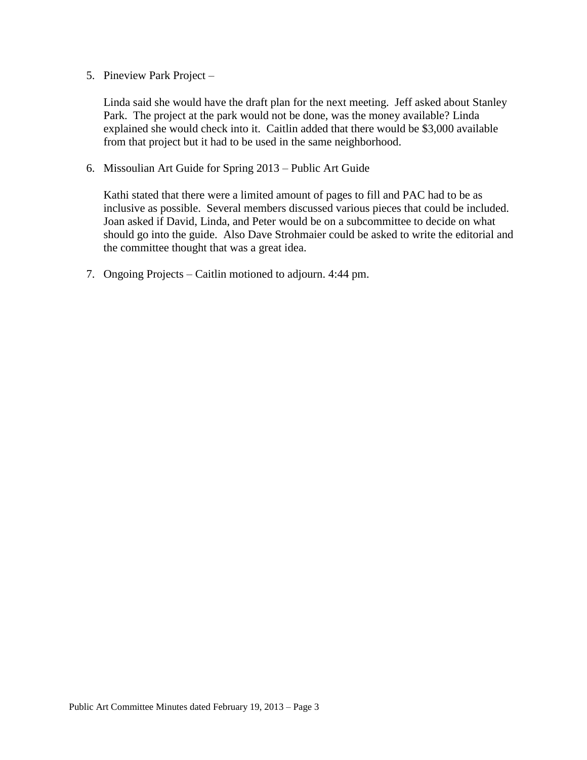5. Pineview Park Project –

   Linda said she would have the draft plan for the next meeting. Jeff asked about Stanley Park. The project at the park would not be done, was the money available? Linda explained she would check into it. Caitlin added that there would be $3,000 available from that project but it had to be used in the same neighborhood.

6. Missoulian Art Guide for Spring 2013 – Public Art Guide

   Kathi stated that there were a limited amount of pages to fill and PAC had to be as inclusive as possible. Several members discussed various pieces that could be included. Joan asked if David, Linda, and Peter would be on a subcommittee to decide on what should go into the guide. Also Dave Strohmaier could be asked to write the editorial and the committee thought that was a great idea.

7. Ongoing Projects – Caitlin motioned to adjourn. 4:44 pm.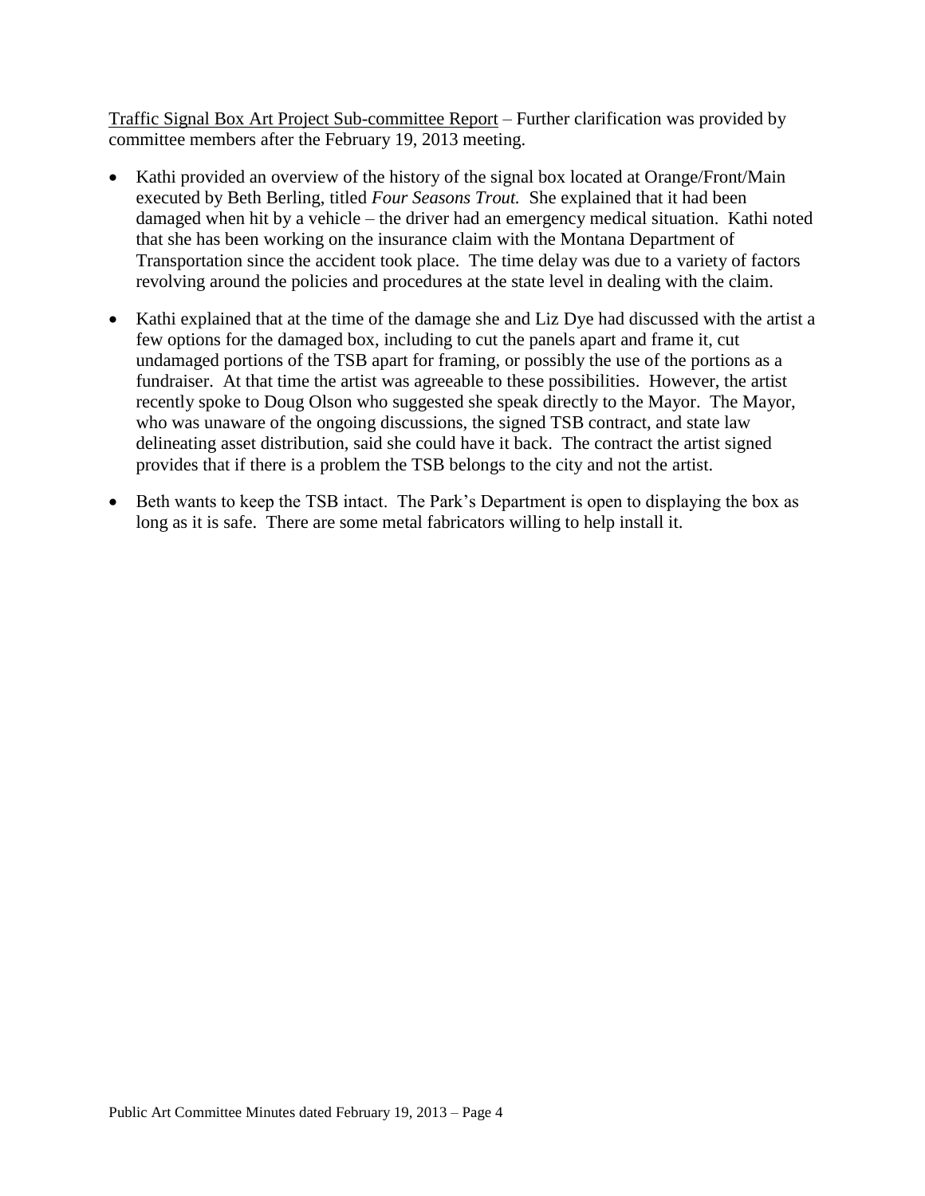<u>Traffic Signal Box Art Project Sub-committee Report</u> – Further clarification was provided by committee members after the February 19, 2013 meeting.

- Kathi provided an overview of the history of the signal box located at Orange/Front/Main executed by Beth Berling, titled *Four Seasons Trout.* She explained that it had been damaged when hit by a vehicle – the driver had an emergency medical situation. Kathi noted that she has been working on the insurance claim with the Montana Department of Transportation since the accident took place. The time delay was due to a variety of factors revolving around the policies and procedures at the state level in dealing with the claim.

- Kathi explained that at the time of the damage she and Liz Dye had discussed with the artist a few options for the damaged box, including to cut the panels apart and frame it, cut undamaged portions of the TSB apart for framing, or possibly the use of the portions as a fundraiser. At that time the artist was agreeable to these possibilities. However, the artist recently spoke to Doug Olson who suggested she speak directly to the Mayor. The Mayor, who was unaware of the ongoing discussions, the signed TSB contract, and state law delineating asset distribution, said she could have it back. The contract the artist signed provides that if there is a problem the TSB belongs to the city and not the artist.

- Beth wants to keep the TSB intact. The Park's Department is open to displaying the box as long as it is safe. There are some metal fabricators willing to help install it.